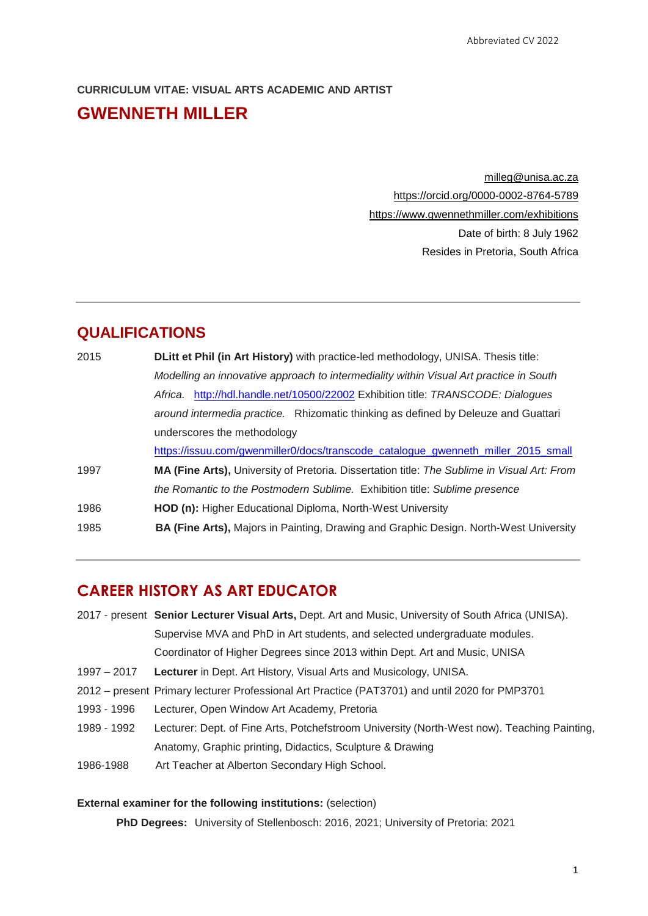**CURRICULUM VITAE: VISUAL ARTS ACADEMIC AND ARTIST**

# GWENNETH MILLER

milleg@unisa.ac.za
https://orcid.org/0000-0002-8764-5789
https://www.gwennethmiller.com/exhibitions
Date of birth: 8 July 1962
Resides in Pretoria, South Africa

---

## QUALIFICATIONS

| | |
|---|---|
| 2015 | **DLitt et Phil (in Art History)** with practice-led methodology, UNISA. Thesis title: *Modelling an innovative approach to intermediality within Visual Art practice in South Africa.* http://hdl.handle.net/10500/22002 Exhibition title: *TRANSCODE: Dialogues around intermedia practice.* Rhizomatic thinking as defined by Deleuze and Guattari underscores the methodology https://issuu.com/gwenmiller0/docs/transcode_catalogue_gwenneth_miller_2015_small |
| 1997 | **MA (Fine Arts),** University of Pretoria. Dissertation title: *The Sublime in Visual Art: From the Romantic to the Postmodern Sublime.* Exhibition title: *Sublime presence* |
| 1986 | **HOD (n):** Higher Educational Diploma, North-West University |
| 1985 | **BA (Fine Arts),** Majors in Painting, Drawing and Graphic Design. North-West University |

---

## CAREER HISTORY AS ART EDUCATOR

| | |
|---|---|
| 2017 - present | **Senior Lecturer Visual Arts,** Dept. Art and Music, University of South Africa (UNISA). Supervise MVA and PhD in Art students, and selected undergraduate modules. Coordinator of Higher Degrees since 2013 within Dept. Art and Music, UNISA |
| 1997 – 2017 | **Lecturer** in Dept. Art History, Visual Arts and Musicology, UNISA. |
| 2012 – present | Primary lecturer Professional Art Practice (PAT3701) and until 2020 for PMP3701 |
| 1993 - 1996 | Lecturer, Open Window Art Academy, Pretoria |
| 1989 - 1992 | Lecturer: Dept. of Fine Arts, Potchefstroom University (North-West now). Teaching Painting, Anatomy, Graphic printing, Didactics, Sculpture & Drawing |
| 1986-1988 | Art Teacher at Alberton Secondary High School. |

**External examiner for the following institutions:** (selection)

**PhD Degrees:** University of Stellenbosch: 2016, 2021; University of Pretoria: 2021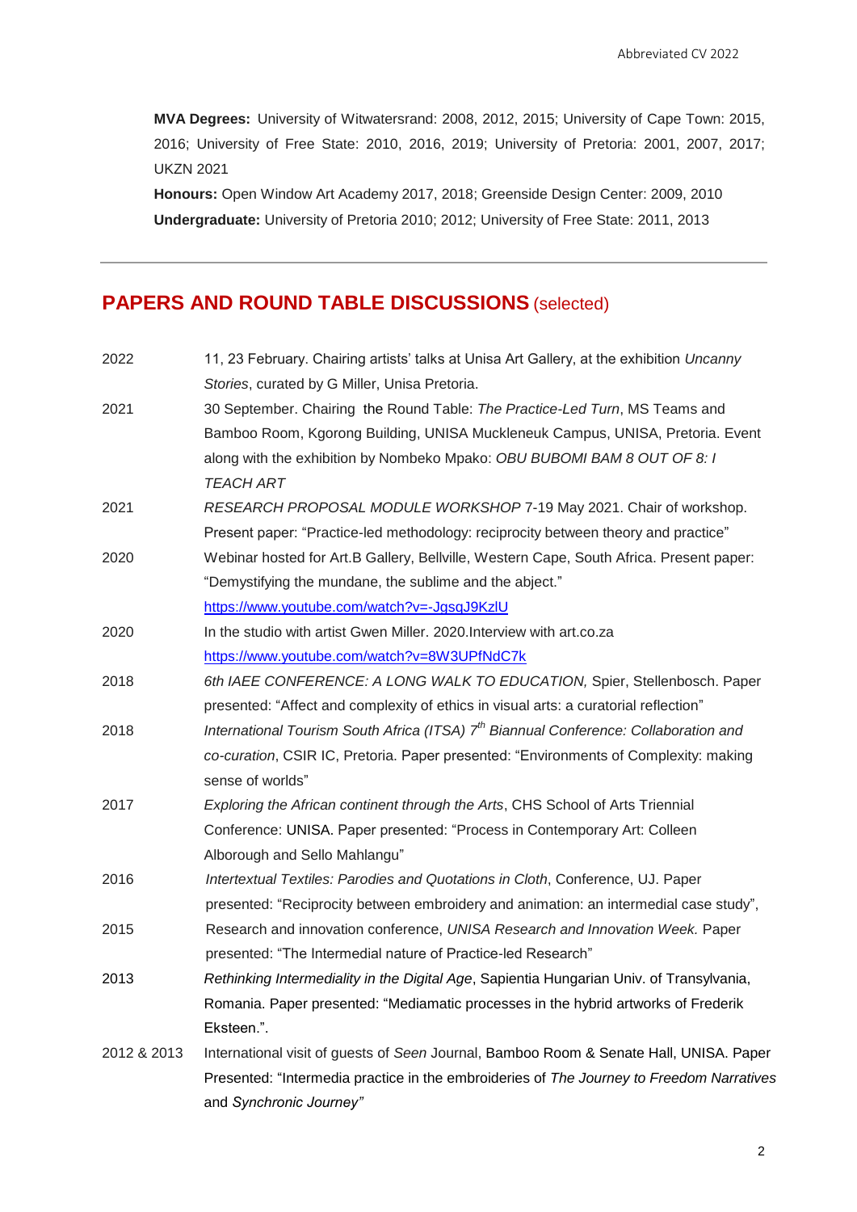**MVA Degrees:** University of Witwatersrand: 2008, 2012, 2015; University of Cape Town: 2015, 2016; University of Free State: 2010, 2016, 2019; University of Pretoria: 2001, 2007, 2017; UKZN 2021

**Honours:** Open Window Art Academy 2017, 2018; Greenside Design Center: 2009, 2010

**Undergraduate:** University of Pretoria 2010; 2012; University of Free State: 2011, 2013

---

## PAPERS AND ROUND TABLE DISCUSSIONS (selected)

| | |
|---|---|
| 2022 | 11, 23 February. Chairing artists' talks at Unisa Art Gallery, at the exhibition *Uncanny Stories*, curated by G Miller, Unisa Pretoria. |
| 2021 | 30 September. Chairing the Round Table: *The Practice-Led Turn*, MS Teams and Bamboo Room, Kgorong Building, UNISA Muckleneuk Campus, UNISA, Pretoria. Event along with the exhibition by Nombeko Mpako: *OBU BUBOMI BAM 8 OUT OF 8: I TEACH ART* |
| 2021 | *RESEARCH PROPOSAL MODULE WORKSHOP* 7-19 May 2021. Chair of workshop. Present paper: "Practice-led methodology: reciprocity between theory and practice" |
| 2020 | Webinar hosted for Art.B Gallery, Bellville, Western Cape, South Africa. Present paper: "Demystifying the mundane, the sublime and the abject." https://www.youtube.com/watch?v=-JgsqJ9KzlU |
| 2020 | In the studio with artist Gwen Miller. 2020.Interview with art.co.za https://www.youtube.com/watch?v=8W3UPfNdC7k |
| 2018 | *6th IAEE CONFERENCE: A LONG WALK TO EDUCATION,* Spier, Stellenbosch. Paper presented: "Affect and complexity of ethics in visual arts: a curatorial reflection" |
| 2018 | *International Tourism South Africa (ITSA) 7th Biannual Conference: Collaboration and co-curation*, CSIR IC, Pretoria. Paper presented: "Environments of Complexity: making sense of worlds" |
| 2017 | *Exploring the African continent through the Arts*, CHS School of Arts Triennial Conference: UNISA. Paper presented: "Process in Contemporary Art: Colleen Alborough and Sello Mahlangu" |
| 2016 | *Intertextual Textiles: Parodies and Quotations in Cloth*, Conference, UJ. Paper presented: "Reciprocity between embroidery and animation: an intermedial case study", |
| 2015 | Research and innovation conference, *UNISA Research and Innovation Week.* Paper presented: "The Intermedial nature of Practice-led Research" |
| 2013 | *Rethinking Intermediality in the Digital Age*, Sapientia Hungarian Univ. of Transylvania, Romania. Paper presented: "Mediamatic processes in the hybrid artworks of Frederik Eksteen.". |
| 2012 & 2013 | International visit of guests of *Seen* Journal, Bamboo Room & Senate Hall, UNISA. Paper Presented: "Intermedia practice in the embroideries of *The Journey to Freedom Narratives* and *Synchronic Journey"* |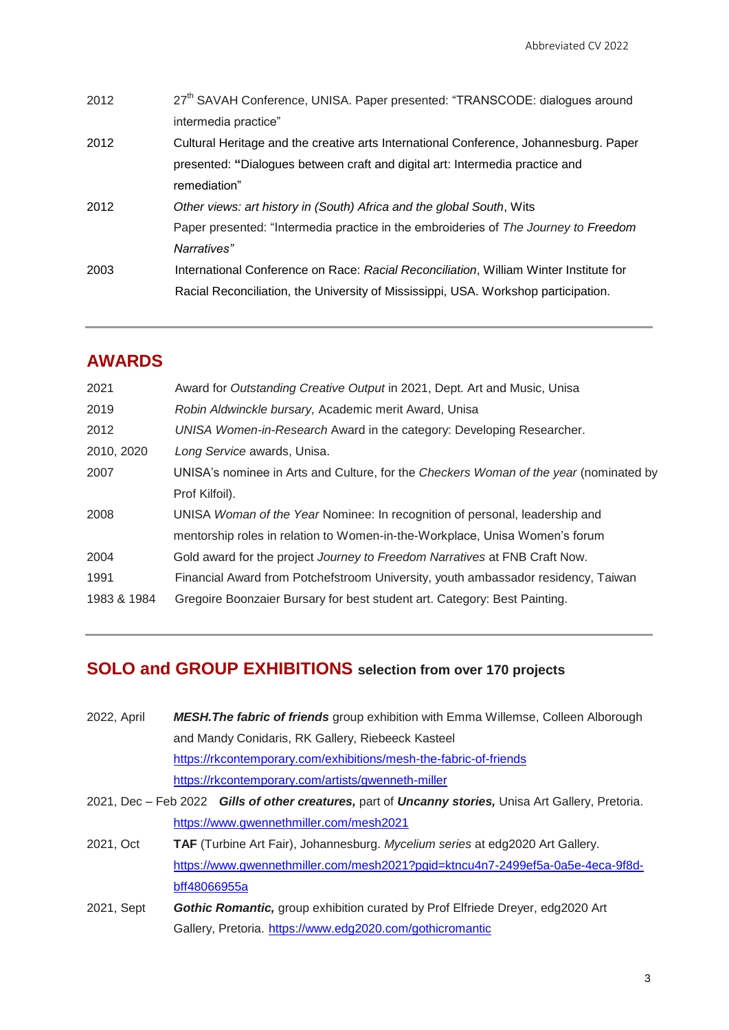| | |
|---|---|
| 2012 | 27th SAVAH Conference, UNISA. Paper presented: "TRANSCODE: dialogues around intermedia practice" |
| 2012 | Cultural Heritage and the creative arts International Conference, Johannesburg. Paper presented: **"**Dialogues between craft and digital art: Intermedia practice and remediation" |
| 2012 | *Other views: art history in (South) Africa and the global South*, Wits<br>Paper presented: "Intermedia practice in the embroideries of *The Journey to Freedom Narratives"* |
| 2003 | International Conference on Race: *Racial Reconciliation*, William Winter Institute for Racial Reconciliation, the University of Mississippi, USA. Workshop participation. |

## AWARDS

| | |
|---|---|
| 2021 | Award for *Outstanding Creative Output* in 2021, Dept. Art and Music, Unisa |
| 2019 | *Robin Aldwinckle bursary,* Academic merit Award, Unisa |
| 2012 | *UNISA Women-in-Research* Award in the category: Developing Researcher. |
| 2010, 2020 | *Long Service* awards, Unisa. |
| 2007 | UNISA's nominee in Arts and Culture, for the *Checkers Woman of the year* (nominated by Prof Kilfoil). |
| 2008 | UNISA *Woman of the Year* Nominee: In recognition of personal, leadership and mentorship roles in relation to Women-in-the-Workplace, Unisa Women's forum |
| 2004 | Gold award for the project *Journey to Freedom Narratives* at FNB Craft Now. |
| 1991 | Financial Award from Potchefstroom University, youth ambassador residency, Taiwan |
| 1983 & 1984 | Gregoire Boonzaier Bursary for best student art. Category: Best Painting. |

## SOLO and GROUP EXHIBITIONS selection from over 170 projects

| | |
|---|---|
| 2022, April | ***MESH.The fabric of friends*** group exhibition with Emma Willemse, Colleen Alborough and Mandy Conidaris, RK Gallery, Riebeeck Kasteel<br>https://rkcontemporary.com/exhibitions/mesh-the-fabric-of-friends<br>https://rkcontemporary.com/artists/gwenneth-miller |
| 2021, Dec – Feb 2022 | ***Gills of other creatures,*** part of ***Uncanny stories,*** Unisa Art Gallery, Pretoria.<br>https://www.gwennethmiller.com/mesh2021 |
| 2021, Oct | **TAF** (Turbine Art Fair), Johannesburg. *Mycelium series* at edg2020 Art Gallery.<br>https://www.gwennethmiller.com/mesh2021?pgid=ktncu4n7-2499ef5a-0a5e-4eca-9f8d-bff48066955a |
| 2021, Sept | ***Gothic Romantic,*** group exhibition curated by Prof Elfriede Dreyer, edg2020 Art Gallery, Pretoria. https://www.edg2020.com/gothicromantic |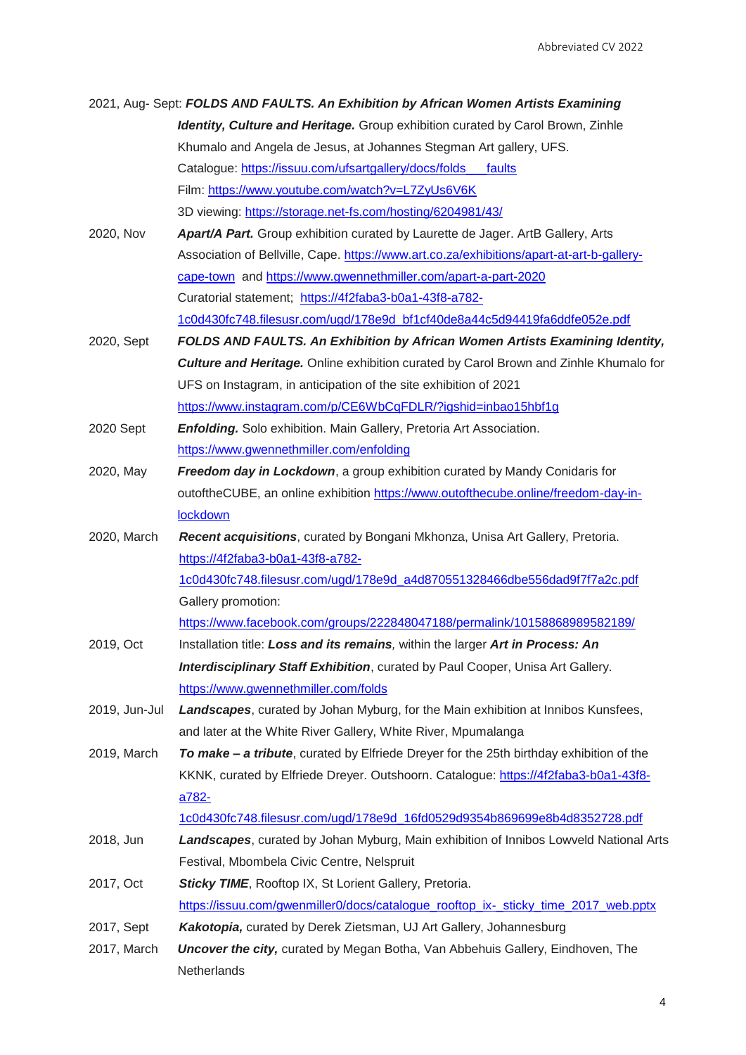2021, Aug- Sept: ***FOLDS AND FAULTS. An Exhibition by African Women Artists Examining Identity, Culture and Heritage.*** Group exhibition curated by Carol Brown, Zinhle Khumalo and Angela de Jesus, at Johannes Stegman Art gallery, UFS.
Catalogue: https://issuu.com/ufsartgallery/docs/folds___faults
Film: https://www.youtube.com/watch?v=L7ZyUs6V6K
3D viewing: https://storage.net-fs.com/hosting/6204981/43/

2020, Nov — ***Apart/A Part.*** Group exhibition curated by Laurette de Jager. ArtB Gallery, Arts Association of Bellville, Cape. https://www.art.co.za/exhibitions/apart-at-art-b-gallery-cape-town and https://www.gwennethmiller.com/apart-a-part-2020
Curatorial statement; https://4f2faba3-b0a1-43f8-a782-1c0d430fc748.filesusr.com/ugd/178e9d_bf1cf40de8a44c5d94419fa6ddfe052e.pdf

2020, Sept — ***FOLDS AND FAULTS. An Exhibition by African Women Artists Examining Identity, Culture and Heritage.*** Online exhibition curated by Carol Brown and Zinhle Khumalo for UFS on Instagram, in anticipation of the site exhibition of 2021
https://www.instagram.com/p/CE6WbCqFDLR/?igshid=inbao15hbf1g

2020 Sept — ***Enfolding.*** Solo exhibition. Main Gallery, Pretoria Art Association.
https://www.gwennethmiller.com/enfolding

2020, May — ***Freedom day in Lockdown***, a group exhibition curated by Mandy Conidaris for outoftheCUBE, an online exhibition https://www.outofthecube.online/freedom-day-in-lockdown

2020, March — ***Recent acquisitions***, curated by Bongani Mkhonza, Unisa Art Gallery, Pretoria.
https://4f2faba3-b0a1-43f8-a782-1c0d430fc748.filesusr.com/ugd/178e9d_a4d870551328466dbe556dad9f7f7a2c.pdf
Gallery promotion:
https://www.facebook.com/groups/222848047188/permalink/10158868989582189/

2019, Oct — Installation title: ***Loss and its remains****,* within the larger ***Art in Process: An Interdisciplinary Staff Exhibition***, curated by Paul Cooper, Unisa Art Gallery.
https://www.gwennethmiller.com/folds

2019, Jun-Jul — ***Landscapes***, curated by Johan Myburg, for the Main exhibition at Innibos Kunsfees, and later at the White River Gallery, White River, Mpumalanga

2019, March — ***To make – a tribute***, curated by Elfriede Dreyer for the 25th birthday exhibition of the KKNK, curated by Elfriede Dreyer. Outshoorn. Catalogue: https://4f2faba3-b0a1-43f8-a782-1c0d430fc748.filesusr.com/ugd/178e9d_16fd0529d9354b869699e8b4d8352728.pdf

2018, Jun — ***Landscapes***, curated by Johan Myburg, Main exhibition of Innibos Lowveld National Arts Festival, Mbombela Civic Centre, Nelspruit

2017, Oct — ***Sticky TIME***, Rooftop IX, St Lorient Gallery, Pretoria.
https://issuu.com/gwenmiller0/docs/catalogue_rooftop_ix-_sticky_time_2017_web.pptx

2017, Sept — ***Kakotopia,*** curated by Derek Zietsman, UJ Art Gallery, Johannesburg

2017, March — ***Uncover the city,*** curated by Megan Botha, Van Abbehuis Gallery, Eindhoven, The Netherlands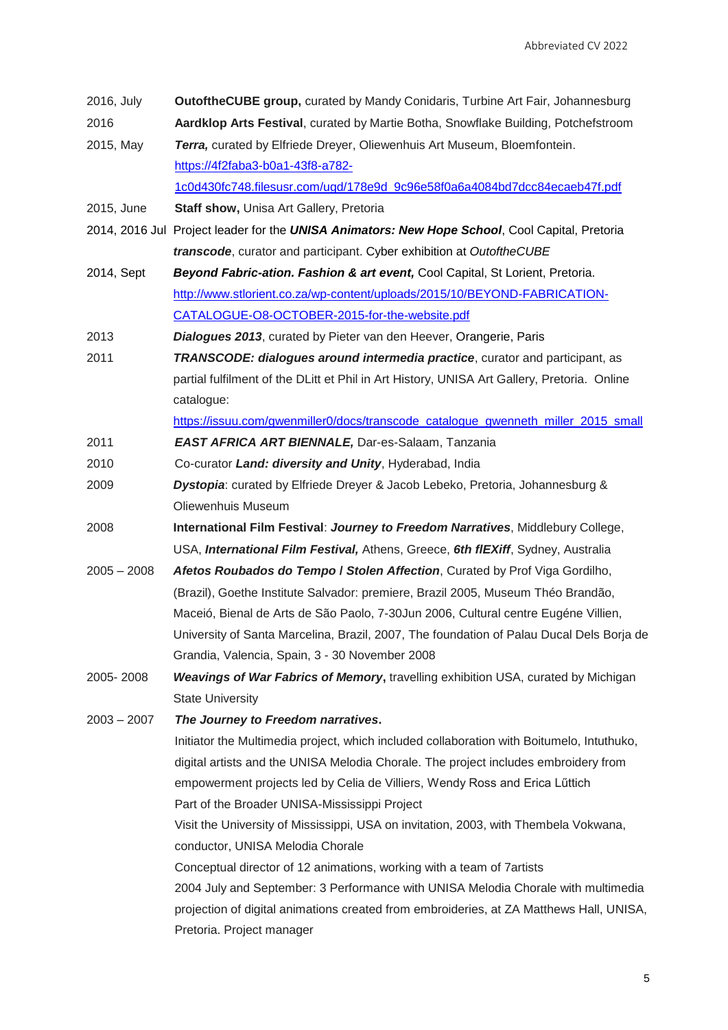| | |
|---|---|
| 2016, July | **OutoftheCUBE group,** curated by Mandy Conidaris, Turbine Art Fair, Johannesburg |
| 2016 | **Aardklop Arts Festival**, curated by Martie Botha, Snowflake Building, Potchefstroom |
| 2015, May | ***Terra,*** curated by Elfriede Dreyer, Oliewenhuis Art Museum, Bloemfontein. https://4f2faba3-b0a1-43f8-a782-1c0d430fc748.filesusr.com/ugd/178e9d_9c96e58f0a6a4084bd7dcc84ecaeb47f.pdf |
| 2015, June | **Staff show,** Unisa Art Gallery, Pretoria |
| 2014, 2016 Jul | Project leader for the ***UNISA Animators: New Hope School***, Cool Capital, Pretoria<br>***transcode***, curator and participant. Cyber exhibition at *OutoftheCUBE* |
| 2014, Sept | ***Beyond Fabric-ation. Fashion & art event,*** Cool Capital, St Lorient, Pretoria. http://www.stlorient.co.za/wp-content/uploads/2015/10/BEYOND-FABRICATION-CATALOGUE-O8-OCTOBER-2015-for-the-website.pdf |
| 2013 | ***Dialogues 2013***, curated by Pieter van den Heever, Orangerie, Paris |
| 2011 | ***TRANSCODE: dialogues around intermedia practice***, curator and participant, as partial fulfilment of the DLitt et Phil in Art History, UNISA Art Gallery, Pretoria. Online catalogue: https://issuu.com/gwenmiller0/docs/transcode_catalogue_gwenneth_miller_2015_small |
| 2011 | ***EAST AFRICA ART BIENNALE,*** Dar-es-Salaam, Tanzania |
| 2010 | Co-curator ***Land: diversity and Unity***, Hyderabad, India |
| 2009 | ***Dystopia***: curated by Elfriede Dreyer & Jacob Lebeko, Pretoria, Johannesburg & Oliewenhuis Museum |
| 2008 | **International Film Festival**: ***Journey to Freedom Narratives***, Middlebury College, USA, ***International Film Festival,*** Athens, Greece, ***6th flEXiff***, Sydney, Australia |
| 2005 – 2008 | ***Afetos Roubados do Tempo / Stolen Affection***, Curated by Prof Viga Gordilho, (Brazil), Goethe Institute Salvador: premiere, Brazil 2005, Museum Théo Brandão, Maceió, Bienal de Arts de São Paolo, 7-30Jun 2006, Cultural centre Eugéne Villien, University of Santa Marcelina, Brazil, 2007, The foundation of Palau Ducal Dels Borja de Grandia, Valencia, Spain, 3 - 30 November 2008 |
| 2005- 2008 | ***Weavings of War Fabrics of Memory*, travelling exhibition USA, curated by Michigan State University |
| 2003 – 2007 | ***The Journey to Freedom narratives*.**<br>Initiator the Multimedia project, which included collaboration with Boitumelo, Intuthuko, digital artists and the UNISA Melodia Chorale. The project includes embroidery from empowerment projects led by Celia de Villiers, Wendy Ross and Erica Lűttich<br>Part of the Broader UNISA-Mississippi Project<br>Visit the University of Mississippi, USA on invitation, 2003, with Thembela Vokwana, conductor, UNISA Melodia Chorale<br>Conceptual director of 12 animations, working with a team of 7artists<br>2004 July and September: 3 Performance with UNISA Melodia Chorale with multimedia projection of digital animations created from embroideries, at ZA Matthews Hall, UNISA, Pretoria. Project manager |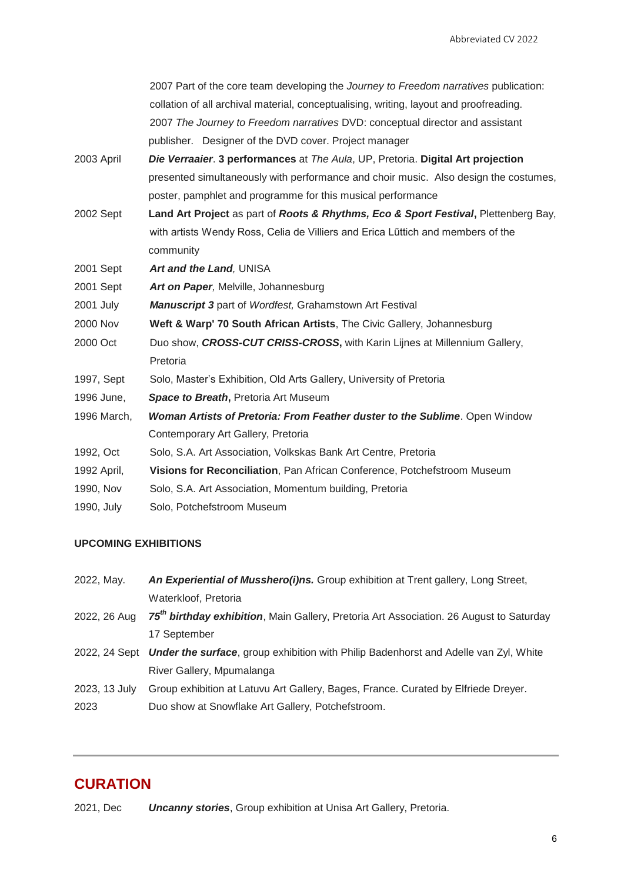| | |
|---|---|
| | 2007 Part of the core team developing the *Journey to Freedom narratives* publication: collation of all archival material, conceptualising, writing, layout and proofreading. 2007 *The Journey to Freedom narratives* DVD: conceptual director and assistant publisher. Designer of the DVD cover. Project manager |
| 2003 April | ***Die Verraaier***. **3 performances** at *The Aula*, UP, Pretoria. **Digital Art projection** presented simultaneously with performance and choir music. Also design the costumes, poster, pamphlet and programme for this musical performance |
| 2002 Sept | **Land Art Project** as part of ***Roots & Rhythms, Eco & Sport Festival***, Plettenberg Bay, with artists Wendy Ross, Celia de Villiers and Erica Lűttich and members of the community |
| 2001 Sept | ***Art and the Land**,* UNISA |
| 2001 Sept | ***Art on Paper**,* Melville, Johannesburg |
| 2001 July | ***Manuscript 3*** part of *Wordfest,* Grahamstown Art Festival |
| 2000 Nov | **Weft & Warp' 70 South African Artists**, The Civic Gallery, Johannesburg |
| 2000 Oct | Duo show, ***CROSS-CUT CRISS-CROSS*****,** with Karin Lijnes at Millennium Gallery, Pretoria |
| 1997, Sept | Solo, Master's Exhibition, Old Arts Gallery, University of Pretoria |
| 1996 June, | ***Space to Breath*****,** Pretoria Art Museum |
| 1996 March, | ***Woman Artists of Pretoria: From Feather duster to the Sublime***. Open Window Contemporary Art Gallery, Pretoria |
| 1992, Oct | Solo, S.A. Art Association, Volkskas Bank Art Centre, Pretoria |
| 1992 April, | **Visions for Reconciliation**, Pan African Conference, Potchefstroom Museum |
| 1990, Nov | Solo, S.A. Art Association, Momentum building, Pretoria |
| 1990, July | Solo, Potchefstroom Museum |

**UPCOMING EXHIBITIONS**

| | |
|---|---|
| 2022, May. | ***An Experiential of Musshero(i)ns.*** Group exhibition at Trent gallery, Long Street, Waterkloof, Pretoria |
| 2022, 26 Aug | ***75th birthday exhibition***, Main Gallery, Pretoria Art Association. 26 August to Saturday 17 September |
| 2022, 24 Sept | ***Under the surface***, group exhibition with Philip Badenhorst and Adelle van Zyl, White River Gallery, Mpumalanga |
| 2023, 13 July | Group exhibition at Latuvu Art Gallery, Bages, France. Curated by Elfriede Dreyer. |
| 2023 | Duo show at Snowflake Art Gallery, Potchefstroom. |

---

## CURATION

| | |
|---|---|
| 2021, Dec | ***Uncanny stories***, Group exhibition at Unisa Art Gallery, Pretoria. |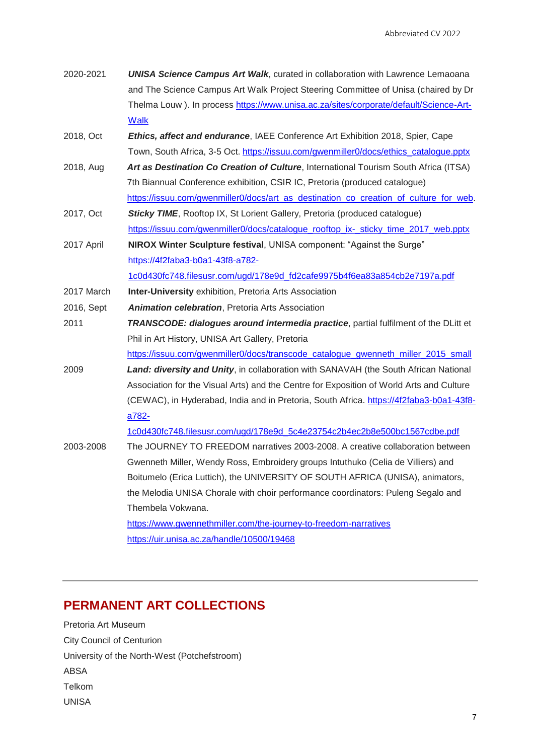| | |
|---|---|
| 2020-2021 | ***UNISA Science Campus Art Walk***, curated in collaboration with Lawrence Lemaoana and The Science Campus Art Walk Project Steering Committee of Unisa (chaired by Dr Thelma Louw ). In process https://www.unisa.ac.za/sites/corporate/default/Science-Art-Walk |
| 2018, Oct | ***Ethics, affect and endurance***, IAEE Conference Art Exhibition 2018, Spier, Cape Town, South Africa, 3-5 Oct. https://issuu.com/gwenmiller0/docs/ethics_catalogue.pptx |
| 2018, Aug | ***Art as Destination Co Creation of Culture***, International Tourism South Africa (ITSA) 7th Biannual Conference exhibition, CSIR IC, Pretoria (produced catalogue) https://issuu.com/gwenmiller0/docs/art_as_destination_co_creation_of_culture_for_web. |
| 2017, Oct | ***Sticky TIME***, Rooftop IX, St Lorient Gallery, Pretoria (produced catalogue) https://issuu.com/gwenmiller0/docs/catalogue_rooftop_ix-_sticky_time_2017_web.pptx |
| 2017 April | **NIROX Winter Sculpture festival**, UNISA component: "Against the Surge" https://4f2faba3-b0a1-43f8-a782-1c0d430fc748.filesusr.com/ugd/178e9d_fd2cafe9975b4f6ea83a854cb2e7197a.pdf |
| 2017 March | **Inter-University** exhibition, Pretoria Arts Association |
| 2016, Sept | ***Animation celebration***, Pretoria Arts Association |
| 2011 | ***TRANSCODE: dialogues around intermedia practice***, partial fulfilment of the DLitt et Phil in Art History, UNISA Art Gallery, Pretoria https://issuu.com/gwenmiller0/docs/transcode_catalogue_gwenneth_miller_2015_small |
| 2009 | ***Land: diversity and Unity***, in collaboration with SANAVAH (the South African National Association for the Visual Arts) and the Centre for Exposition of World Arts and Culture (CEWAC), in Hyderabad, India and in Pretoria, South Africa. https://4f2faba3-b0a1-43f8-a782-1c0d430fc748.filesusr.com/ugd/178e9d_5c4e23754c2b4ec2b8e500bc1567cdbe.pdf |
| 2003-2008 | The JOURNEY TO FREEDOM narratives 2003-2008. A creative collaboration between Gwenneth Miller, Wendy Ross, Embroidery groups Intuthuko (Celia de Villiers) and Boitumelo (Erica Luttich), the UNIVERSITY OF SOUTH AFRICA (UNISA), animators, the Melodia UNISA Chorale with choir performance coordinators: Puleng Segalo and Thembela Vokwana. https://www.gwennethmiller.com/the-journey-to-freedom-narratives https://uir.unisa.ac.za/handle/10500/19468 |

## PERMANENT ART COLLECTIONS

Pretoria Art Museum
City Council of Centurion
University of the North-West (Potchefstroom)
ABSA
Telkom
UNISA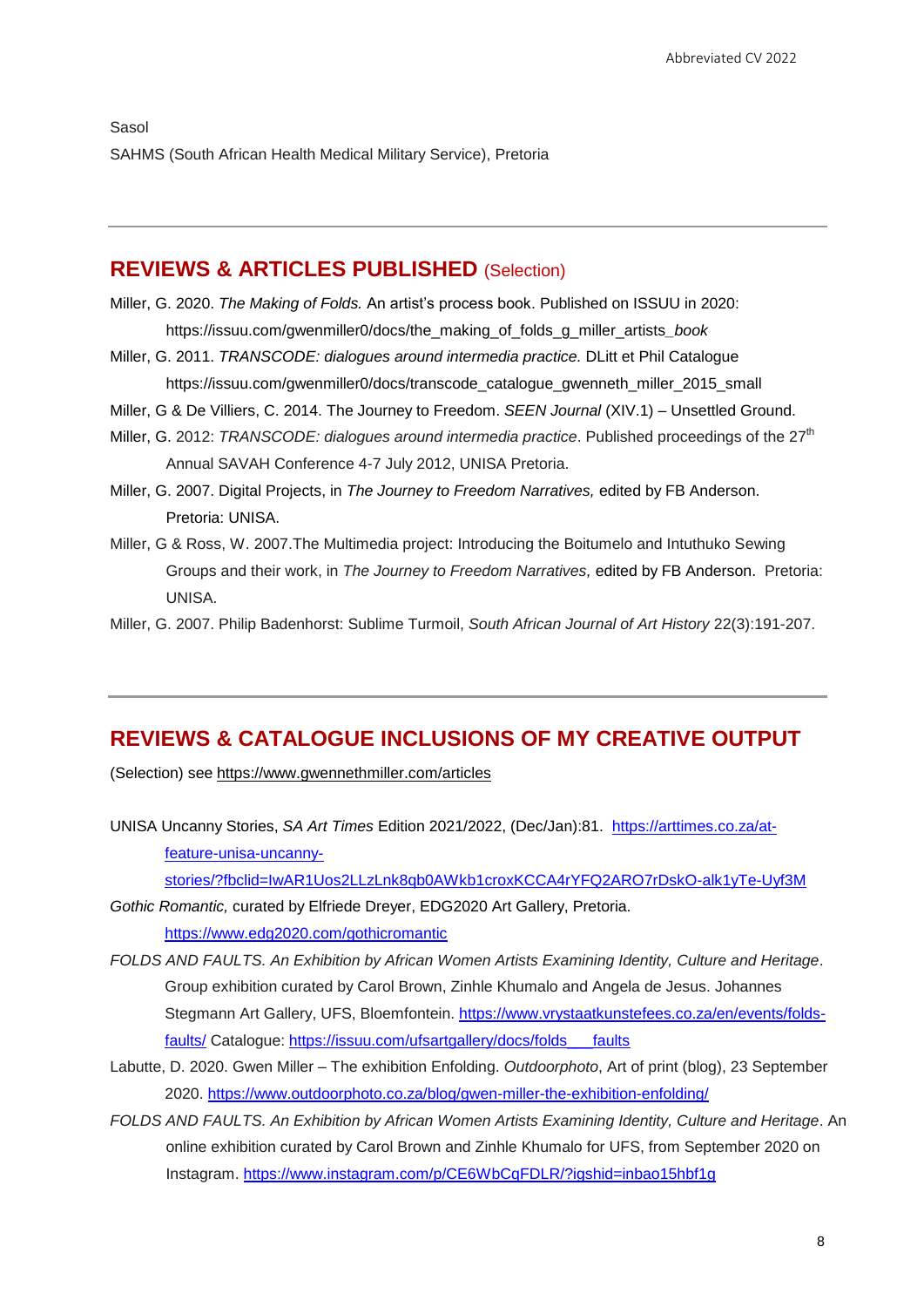Sasol

SAHMS (South African Health Medical Military Service), Pretoria

---

## REVIEWS & ARTICLES PUBLISHED (Selection)

Miller, G. 2020. *The Making of Folds.* An artist's process book. Published on ISSUU in 2020: https://issuu.com/gwenmiller0/docs/the_making_of_folds_g_miller_artists_*book*

Miller, G. 2011. *TRANSCODE: dialogues around intermedia practice.* DLitt et Phil Catalogue https://issuu.com/gwenmiller0/docs/transcode_catalogue_gwenneth_miller_2015_small

Miller, G & De Villiers, C. 2014. The Journey to Freedom. *SEEN Journal* (XIV.1) – Unsettled Ground.

Miller, G. 2012: *TRANSCODE: dialogues around intermedia practice*. Published proceedings of the 27th Annual SAVAH Conference 4-7 July 2012, UNISA Pretoria.

Miller, G. 2007. Digital Projects, in *The Journey to Freedom Narratives,* edited by FB Anderson. Pretoria: UNISA.

Miller, G & Ross, W. 2007.The Multimedia project: Introducing the Boitumelo and Intuthuko Sewing Groups and their work, in *The Journey to Freedom Narratives,* edited by FB Anderson. Pretoria: UNISA.

Miller, G. 2007. Philip Badenhorst: Sublime Turmoil, *South African Journal of Art History* 22(3):191-207.

---

## REVIEWS & CATALOGUE INCLUSIONS OF MY CREATIVE OUTPUT

(Selection) see https://www.gwennethmiller.com/articles

UNISA Uncanny Stories, *SA Art Times* Edition 2021/2022, (Dec/Jan):81. https://arttimes.co.za/at-feature-unisa-uncanny-stories/?fbclid=IwAR1Uos2LLzLnk8qb0AWkb1croxKCCA4rYFQ2ARO7rDskO-alk1yTe-Uyf3M

*Gothic Romantic,* curated by Elfriede Dreyer, EDG2020 Art Gallery, Pretoria. https://www.edg2020.com/gothicromantic

*FOLDS AND FAULTS. An Exhibition by African Women Artists Examining Identity, Culture and Heritage*. Group exhibition curated by Carol Brown, Zinhle Khumalo and Angela de Jesus. Johannes Stegmann Art Gallery, UFS, Bloemfontein. https://www.vrystaatkunstefees.co.za/en/events/folds-faults/ Catalogue: https://issuu.com/ufsartgallery/docs/folds___faults

Labutte, D. 2020. Gwen Miller – The exhibition Enfolding. *Outdoorphoto*, Art of print (blog), 23 September 2020. https://www.outdoorphoto.co.za/blog/gwen-miller-the-exhibition-enfolding/

*FOLDS AND FAULTS. An Exhibition by African Women Artists Examining Identity, Culture and Heritage*. An online exhibition curated by Carol Brown and Zinhle Khumalo for UFS, from September 2020 on Instagram. https://www.instagram.com/p/CE6WbCqFDLR/?igshid=inbao15hbf1g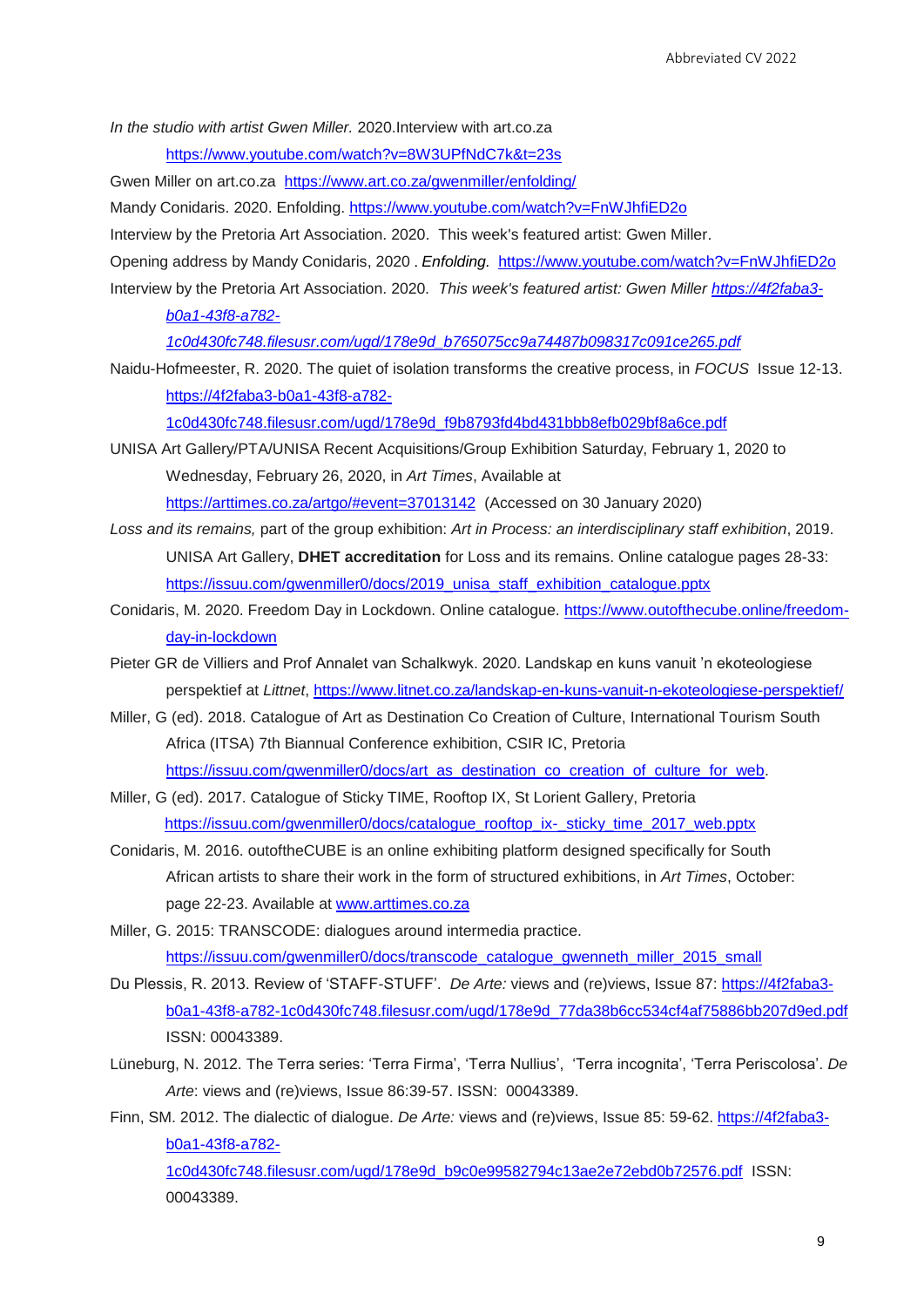*In the studio with artist Gwen Miller.* 2020.Interview with art.co.za https://www.youtube.com/watch?v=8W3UPfNdC7k&t=23s

Gwen Miller on art.co.za https://www.art.co.za/gwenmiller/enfolding/

Mandy Conidaris. 2020. Enfolding. https://www.youtube.com/watch?v=FnWJhfiED2o

Interview by the Pretoria Art Association. 2020. This week's featured artist: Gwen Miller.

Opening address by Mandy Conidaris, 2020 . ***Enfolding.*** https://www.youtube.com/watch?v=FnWJhfiED2o

Interview by the Pretoria Art Association. 2020. *This week's featured artist: Gwen Miller https://4f2faba3-b0a1-43f8-a782-1c0d430fc748.filesusr.com/ugd/178e9d_b765075cc9a74487b098317c091ce265.pdf*

Naidu-Hofmeester, R. 2020. The quiet of isolation transforms the creative process, in *FOCUS* Issue 12-13. https://4f2faba3-b0a1-43f8-a782-1c0d430fc748.filesusr.com/ugd/178e9d_f9b8793fd4bd431bbb8efb029bf8a6ce.pdf

UNISA Art Gallery/PTA/UNISA Recent Acquisitions/Group Exhibition Saturday, February 1, 2020 to Wednesday, February 26, 2020, in *Art Times*, Available at https://arttimes.co.za/artgo/#event=37013142 (Accessed on 30 January 2020)

*Loss and its remains,* part of the group exhibition: *Art in Process: an interdisciplinary staff exhibition*, 2019. UNISA Art Gallery, **DHET accreditation** for Loss and its remains. Online catalogue pages 28-33: https://issuu.com/gwenmiller0/docs/2019_unisa_staff_exhibition_catalogue.pptx

Conidaris, M. 2020. Freedom Day in Lockdown. Online catalogue. https://www.outofthecube.online/freedom-day-in-lockdown

Pieter GR de Villiers and Prof Annalet van Schalkwyk. 2020. Landskap en kuns vanuit 'n ekoteologiese perspektief at *Littnet*, https://www.litnet.co.za/landskap-en-kuns-vanuit-n-ekoteologiese-perspektief/

Miller, G (ed). 2018. Catalogue of Art as Destination Co Creation of Culture, International Tourism South Africa (ITSA) 7th Biannual Conference exhibition, CSIR IC, Pretoria https://issuu.com/gwenmiller0/docs/art_as_destination_co_creation_of_culture_for_web.

Miller, G (ed). 2017. Catalogue of Sticky TIME, Rooftop IX, St Lorient Gallery, Pretoria https://issuu.com/gwenmiller0/docs/catalogue_rooftop_ix-_sticky_time_2017_web.pptx

Conidaris, M. 2016. outoftheCUBE is an online exhibiting platform designed specifically for South African artists to share their work in the form of structured exhibitions, in *Art Times*, October: page 22-23. Available at www.arttimes.co.za

Miller, G. 2015: TRANSCODE: dialogues around intermedia practice. https://issuu.com/gwenmiller0/docs/transcode_catalogue_gwenneth_miller_2015_small

Du Plessis, R. 2013. Review of 'STAFF-STUFF'. *De Arte:* views and (re)views, Issue 87: https://4f2faba3-b0a1-43f8-a782-1c0d430fc748.filesusr.com/ugd/178e9d_77da38b6cc534cf4af75886bb207d9ed.pdf ISSN: 00043389.

Lüneburg, N. 2012. The Terra series: 'Terra Firma', 'Terra Nullius', 'Terra incognita', 'Terra Periscolosa'. *De Arte*: views and (re)views, Issue 86:39-57. ISSN: 00043389.

Finn, SM. 2012. The dialectic of dialogue. *De Arte:* views and (re)views, Issue 85: 59-62. https://4f2faba3-b0a1-43f8-a782-1c0d430fc748.filesusr.com/ugd/178e9d_b9c0e99582794c13ae2e72ebd0b72576.pdf ISSN: 00043389.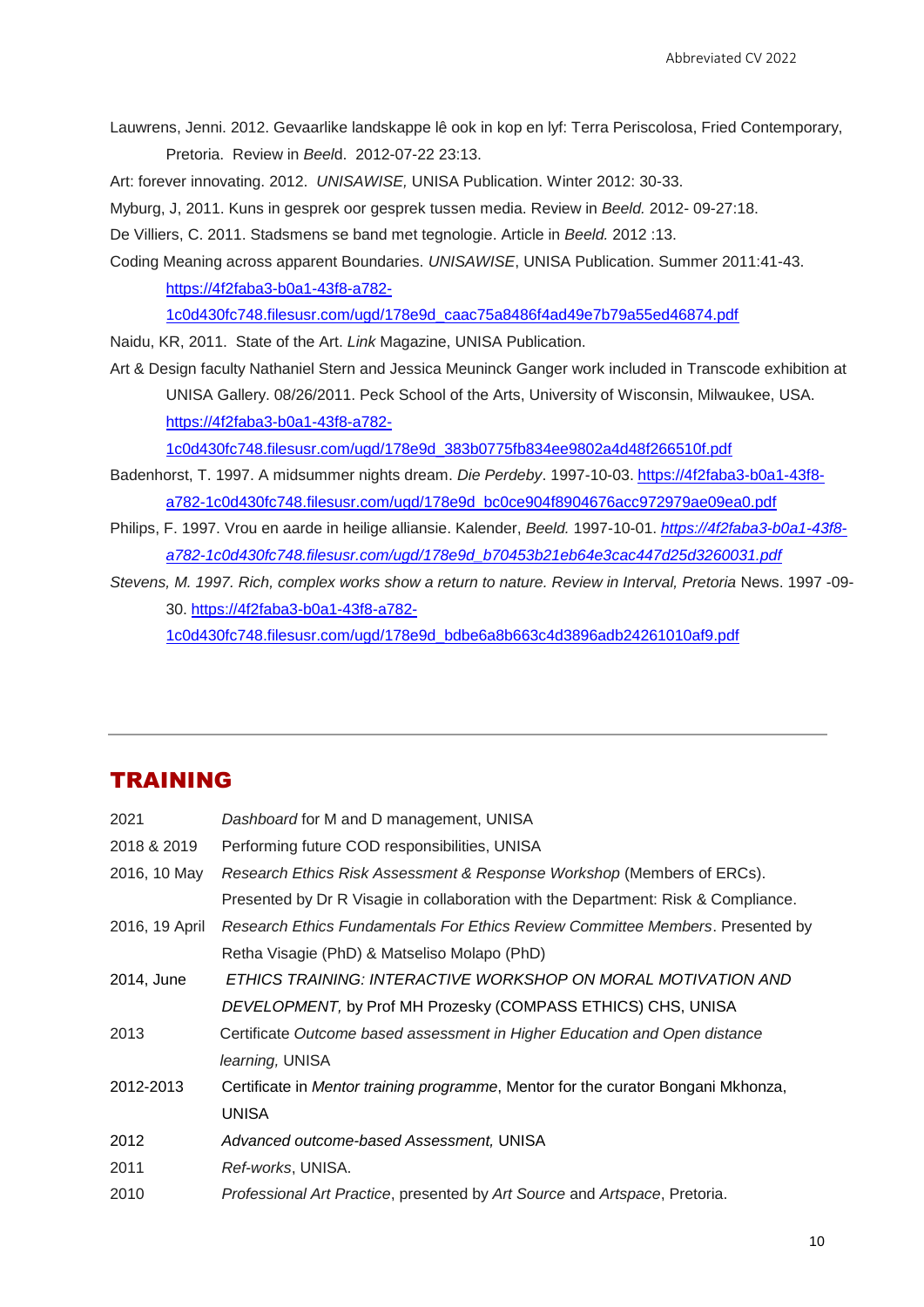Lauwrens, Jenni. 2012. Gevaarlike landskappe lê ook in kop en lyf: Terra Periscolosa, Fried Contemporary, Pretoria. Review in *Beeld*. 2012-07-22 23:13.

Art: forever innovating. 2012. *UNISAWISE,* UNISA Publication. Winter 2012: 30-33.

Myburg, J, 2011. Kuns in gesprek oor gesprek tussen media. Review in *Beeld.* 2012- 09-27:18.

De Villiers, C. 2011. Stadsmens se band met tegnologie. Article in *Beeld.* 2012 :13.

Coding Meaning across apparent Boundaries. *UNISAWISE*, UNISA Publication. Summer 2011:41-43. https://4f2faba3-b0a1-43f8-a782-1c0d430fc748.filesusr.com/ugd/178e9d_caac75a8486f4ad49e7b79a55ed46874.pdf

Naidu, KR, 2011. State of the Art. *Link* Magazine, UNISA Publication.

Art & Design faculty Nathaniel Stern and Jessica Meuninck Ganger work included in Transcode exhibition at UNISA Gallery. 08/26/2011. Peck School of the Arts, University of Wisconsin, Milwaukee, USA. https://4f2faba3-b0a1-43f8-a782-1c0d430fc748.filesusr.com/ugd/178e9d_383b0775fb834ee9802a4d48f266510f.pdf

Badenhorst, T. 1997. A midsummer nights dream. *Die Perdeby*. 1997-10-03. https://4f2faba3-b0a1-43f8-a782-1c0d430fc748.filesusr.com/ugd/178e9d_bc0ce904f8904676acc972979ae09ea0.pdf

Philips, F. 1997. Vrou en aarde in heilige alliansie. Kalender, *Beeld.* 1997-10-01. *https://4f2faba3-b0a1-43f8-a782-1c0d430fc748.filesusr.com/ugd/178e9d_b70453b21eb64e3cac447d25d3260031.pdf*

*Stevens, M. 1997. Rich, complex works show a return to nature. Review in Interval, Pretoria* News. 1997 -09-30. https://4f2faba3-b0a1-43f8-a782-1c0d430fc748.filesusr.com/ugd/178e9d_bdbe6a8b663c4d3896adb24261010af9.pdf

---

## TRAINING

| | |
|---|---|
| 2021 | *Dashboard* for M and D management, UNISA |
| 2018 & 2019 | Performing future COD responsibilities, UNISA |
| 2016, 10 May | *Research Ethics Risk Assessment & Response Workshop* (Members of ERCs). Presented by Dr R Visagie in collaboration with the Department: Risk & Compliance. |
| 2016, 19 April | *Research Ethics Fundamentals For Ethics Review Committee Members*. Presented by Retha Visagie (PhD) & Matseliso Molapo (PhD) |
| 2014, June | *ETHICS TRAINING: INTERACTIVE WORKSHOP ON MORAL MOTIVATION AND DEVELOPMENT,* by Prof MH Prozesky (COMPASS ETHICS) CHS, UNISA |
| 2013 | Certificate *Outcome based assessment in Higher Education and Open distance learning,* UNISA |
| 2012-2013 | Certificate in *Mentor training programme*, Mentor for the curator Bongani Mkhonza, UNISA |
| 2012 | *Advanced outcome-based Assessment,* UNISA |
| 2011 | *Ref-works*, UNISA. |
| 2010 | *Professional Art Practice*, presented by *Art Source* and *Artspace*, Pretoria. |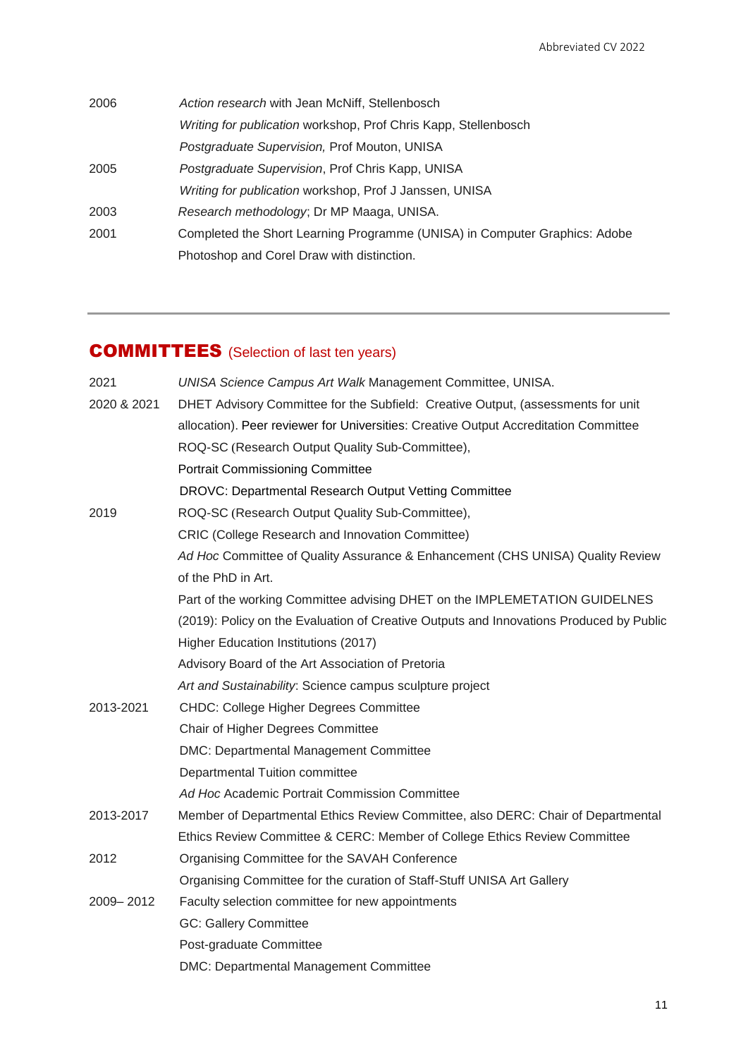| | |
|---|---|
| 2006 | *Action research* with Jean McNiff, Stellenbosch |
| | *Writing for publication* workshop, Prof Chris Kapp, Stellenbosch |
| | *Postgraduate Supervision,* Prof Mouton, UNISA |
| 2005 | *Postgraduate Supervision*, Prof Chris Kapp, UNISA |
| | *Writing for publication* workshop, Prof J Janssen, UNISA |
| 2003 | *Research methodology*; Dr MP Maaga, UNISA. |
| 2001 | Completed the Short Learning Programme (UNISA) in Computer Graphics: Adobe Photoshop and Corel Draw with distinction. |

---

## COMMITTEES (Selection of last ten years)

| | |
|---|---|
| 2021 | *UNISA Science Campus Art Walk* Management Committee, UNISA. |
| 2020 & 2021 | DHET Advisory Committee for the Subfield: Creative Output, (assessments for unit allocation). Peer reviewer for Universities: Creative Output Accreditation Committee |
| | ROQ-SC (Research Output Quality Sub-Committee), |
| | Portrait Commissioning Committee |
| | DROVC: Departmental Research Output Vetting Committee |
| 2019 | ROQ-SC (Research Output Quality Sub-Committee), |
| | CRIC (College Research and Innovation Committee) |
| | *Ad Hoc* Committee of Quality Assurance & Enhancement (CHS UNISA) Quality Review of the PhD in Art. |
| | Part of the working Committee advising DHET on the IMPLEMETATION GUIDELNES (2019): Policy on the Evaluation of Creative Outputs and Innovations Produced by Public Higher Education Institutions (2017) |
| | Advisory Board of the Art Association of Pretoria |
| | *Art and Sustainability*: Science campus sculpture project |
| 2013-2021 | CHDC: College Higher Degrees Committee |
| | Chair of Higher Degrees Committee |
| | DMC: Departmental Management Committee |
| | Departmental Tuition committee |
| | *Ad Hoc* Academic Portrait Commission Committee |
| 2013-2017 | Member of Departmental Ethics Review Committee, also DERC: Chair of Departmental Ethics Review Committee & CERC: Member of College Ethics Review Committee |
| 2012 | Organising Committee for the SAVAH Conference |
| | Organising Committee for the curation of Staff-Stuff UNISA Art Gallery |
| 2009– 2012 | Faculty selection committee for new appointments |
| | GC: Gallery Committee |
| | Post-graduate Committee |
| | DMC: Departmental Management Committee |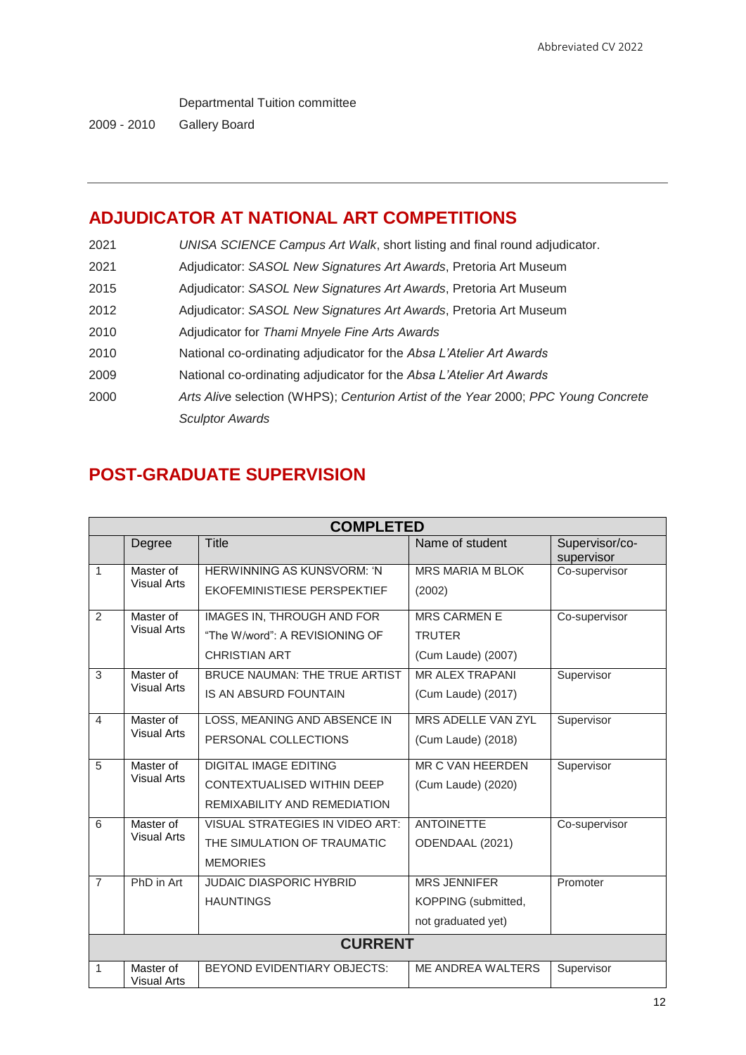Departmental Tuition committee

2009 - 2010 Gallery Board

---

## ADJUDICATOR AT NATIONAL ART COMPETITIONS

| | |
|---|---|
| 2021 | *UNISA SCIENCE Campus Art Walk*, short listing and final round adjudicator. |
| 2021 | Adjudicator: *SASOL New Signatures Art Awards*, Pretoria Art Museum |
| 2015 | Adjudicator: *SASOL New Signatures Art Awards*, Pretoria Art Museum |
| 2012 | Adjudicator: *SASOL New Signatures Art Awards*, Pretoria Art Museum |
| 2010 | Adjudicator for *Thami Mnyele Fine Arts Awards* |
| 2010 | National co-ordinating adjudicator for the *Absa L'Atelier Art Awards* |
| 2009 | National co-ordinating adjudicator for the *Absa L'Atelier Art Awards* |
| 2000 | *Arts Alive* selection (WHPS); *Centurion Artist of the Year* 2000; *PPC Young Concrete Sculptor Awards* |

## POST-GRADUATE SUPERVISION

| **COMPLETED** | | | | |
|---|---|---|---|---|
| | Degree | Title | Name of student | Supervisor/co-supervisor |
| 1 | Master of Visual Arts | HERWINNING AS KUNSVORM: 'N EKOFEMINISTIESE PERSPEKTIEF | MRS MARIA M BLOK (2002) | Co-supervisor |
| 2 | Master of Visual Arts | IMAGES IN, THROUGH AND FOR "The W/word": A REVISIONING OF CHRISTIAN ART | MRS CARMEN E TRUTER (Cum Laude) (2007) | Co-supervisor |
| 3 | Master of Visual Arts | BRUCE NAUMAN: THE TRUE ARTIST IS AN ABSURD FOUNTAIN | MR ALEX TRAPANI (Cum Laude) (2017) | Supervisor |
| 4 | Master of Visual Arts | LOSS, MEANING AND ABSENCE IN PERSONAL COLLECTIONS | MRS ADELLE VAN ZYL (Cum Laude) (2018) | Supervisor |
| 5 | Master of Visual Arts | DIGITAL IMAGE EDITING CONTEXTUALISED WITHIN DEEP REMIXABILITY AND REMEDIATION | MR C VAN HEERDEN (Cum Laude) (2020) | Supervisor |
| 6 | Master of Visual Arts | VISUAL STRATEGIES IN VIDEO ART: THE SIMULATION OF TRAUMATIC MEMORIES | ANTOINETTE ODENDAAL (2021) | Co-supervisor |
| 7 | PhD in Art | JUDAIC DIASPORIC HYBRID HAUNTINGS | MRS JENNIFER KOPPING (submitted, not graduated yet) | Promoter |
| **CURRENT** | | | | |
| 1 | Master of Visual Arts | BEYOND EVIDENTIARY OBJECTS: | ME ANDREA WALTERS | Supervisor |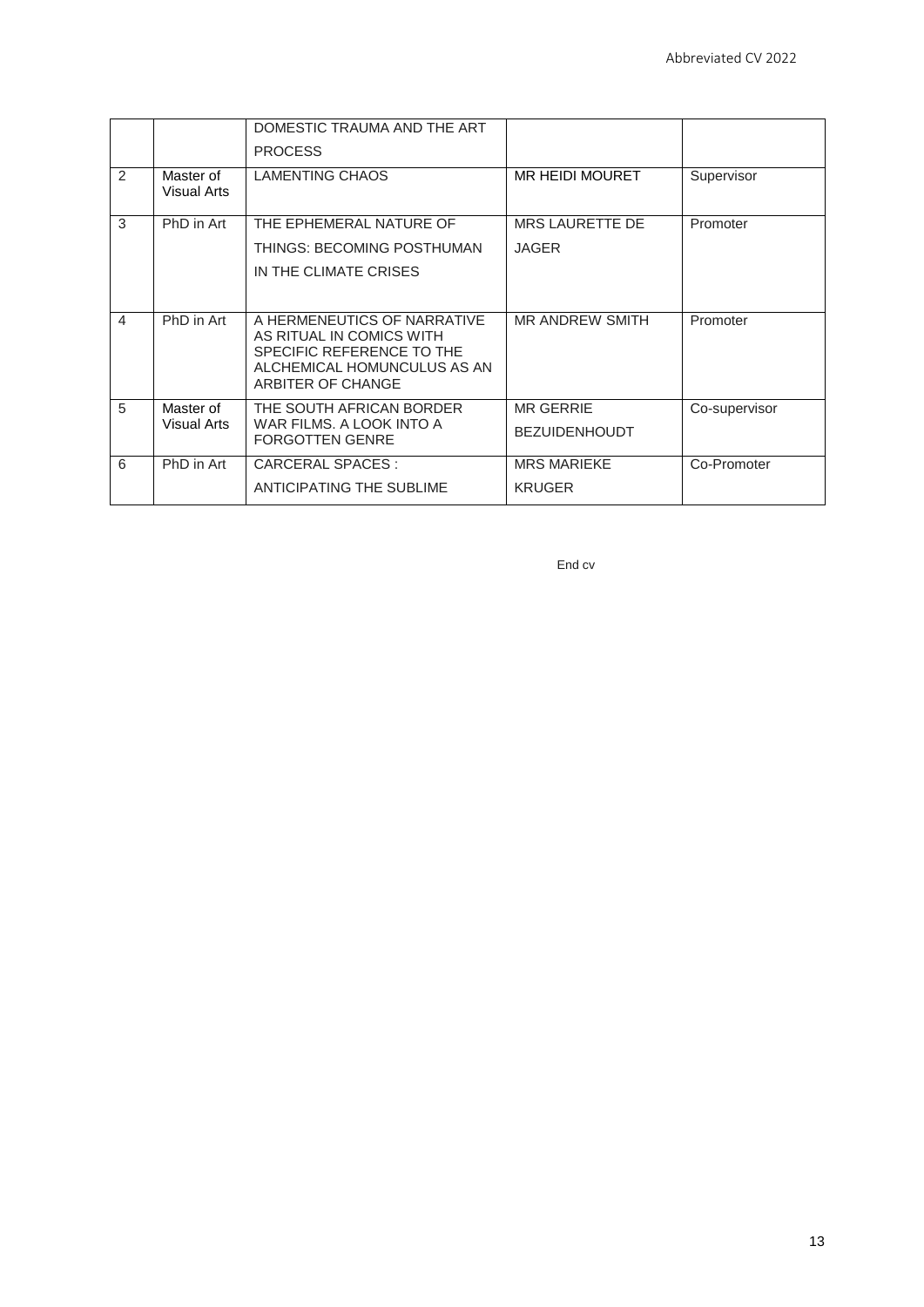| | | | | |
|---|---|---|---|---|
| | | DOMESTIC TRAUMA AND THE ART PROCESS | | |
| 2 | Master of Visual Arts | LAMENTING CHAOS | MR HEIDI MOURET | Supervisor |
| 3 | PhD in Art | THE EPHEMERAL NATURE OF THINGS: BECOMING POSTHUMAN IN THE CLIMATE CRISES | MRS LAURETTE DE JAGER | Promoter |
| 4 | PhD in Art | A HERMENEUTICS OF NARRATIVE AS RITUAL IN COMICS WITH SPECIFIC REFERENCE TO THE ALCHEMICAL HOMUNCULUS AS AN ARBITER OF CHANGE | MR ANDREW SMITH | Promoter |
| 5 | Master of Visual Arts | THE SOUTH AFRICAN BORDER WAR FILMS. A LOOK INTO A FORGOTTEN GENRE | MR GERRIE BEZUIDENHOUDT | Co-supervisor |
| 6 | PhD in Art | CARCERAL SPACES : ANTICIPATING THE SUBLIME | MRS MARIEKE KRUGER | Co-Promoter |

End cv